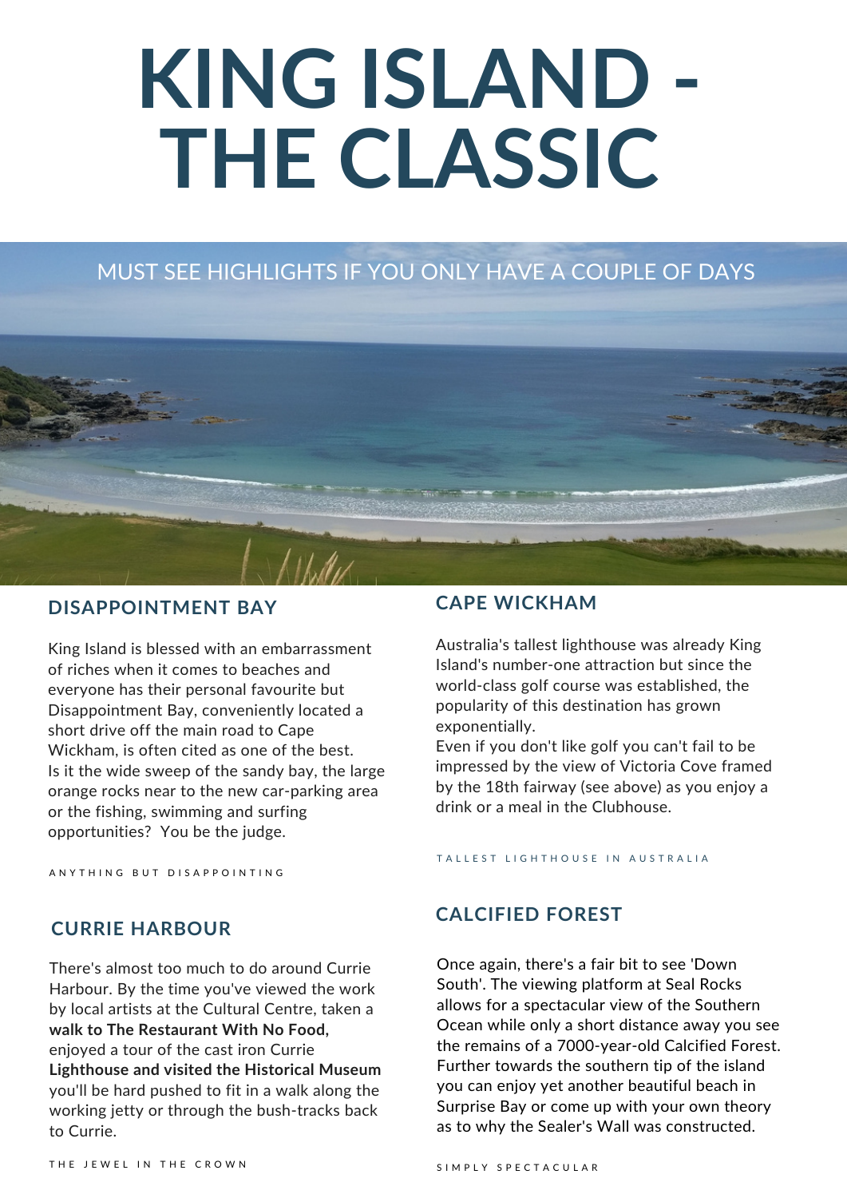# KING ISLAND - THE CLASSIC

MUST SEE HIGHLIGHTS IF YOU ONLY HAVE A COUPLE OF DAYS

## DISAPPOINTMENT BAY

King Island is blessed with an embarrassment of riches when it comes to beaches and everyone has their personal favourite but Disappointment Bay, conveniently located a short drive off the main road to Cape Wickham, is often cited as one of the best. Is it the wide sweep of the sandy bay, the large orange rocks near to the new car-parking area or the fishing, swimming and surfing opportunities? You be the judge.

ANYTHING BUT DISAPPOINTING

## CURRIE HARBOUR

There's almost too much to do around Currie Harbour. By the time you've viewed the work by local artists at the Cultural Centre, taken a **walk to The Restaurant With No Food,** enjoyed a tour of the cast iron Currie **Lighthouse and visited the Historical Museum** you'll be hard pushed to fit in a walk along the working jetty or through the bush-tracks back to Currie.

THE JEWEL IN THE CROWN

## CAPE WICKHAM

Australia's tallest lighthouse was already King Island's number-one attraction but since the world-class golf course was established, the popularity of this destination has grown exponentially.
Even if you don't like golf you can't fail to be impressed by the view of Victoria Cove framed by the 18th fairway (see above) as you enjoy a drink or a meal in the Clubhouse.

TALLEST LIGHTHOUSE IN AUSTRALIA

## CALCIFIED FOREST

Once again, there's a fair bit to see 'Down South'. The viewing platform at Seal Rocks allows for a spectacular view of the Southern Ocean while only a short distance away you see the remains of a 7000-year-old Calcified Forest. Further towards the southern tip of the island you can enjoy yet another beautiful beach in Surprise Bay or come up with your own theory as to why the Sealer's Wall was constructed.

SIMPLY SPECTACULAR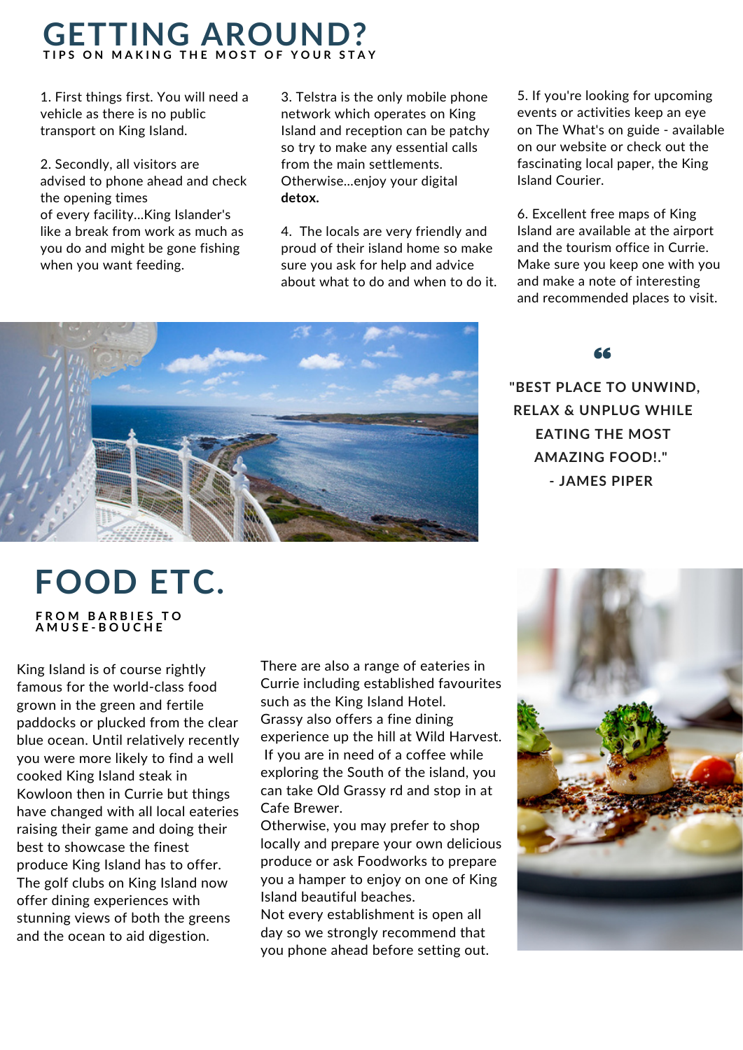# GETTING AROUND?

TIPS ON MAKING THE MOST OF YOUR STAY

1. First things first. You will need a vehicle as there is no public transport on King Island.

2. Secondly, all visitors are advised to phone ahead and check the opening times of every facility...King Islander's like a break from work as much as you do and might be gone fishing when you want feeding.

3. Telstra is the only mobile phone network which operates on King Island and reception can be patchy so try to make any essential calls from the main settlements. Otherwise...enjoy your digital **detox.**

4. The locals are very friendly and proud of their island home so make sure you ask for help and advice about what to do and when to do it.

5. If you're looking for upcoming events or activities keep an eye on The What's on guide - available on our website or check out the fascinating local paper, the King Island Courier.

6. Excellent free maps of King Island are available at the airport and the tourism office in Currie. Make sure you keep one with you and make a note of interesting and recommended places to visit.

> **"BEST PLACE TO UNWIND, RELAX & UNPLUG WHILE EATING THE MOST AMAZING FOOD!."**
>
> **- JAMES PIPER**

# FOOD ETC.

FROM BARBIES TO AMUSE-BOUCHE

King Island is of course rightly famous for the world-class food grown in the green and fertile paddocks or plucked from the clear blue ocean. Until relatively recently you were more likely to find a well cooked King Island steak in Kowloon then in Currie but things have changed with all local eateries raising their game and doing their best to showcase the finest produce King Island has to offer. The golf clubs on King Island now offer dining experiences with stunning views of both the greens and the ocean to aid digestion.

There are also a range of eateries in Currie including established favourites such as the King Island Hotel. Grassy also offers a fine dining experience up the hill at Wild Harvest. If you are in need of a coffee while exploring the South of the island, you can take Old Grassy rd and stop in at Cafe Brewer.
Otherwise, you may prefer to shop locally and prepare your own delicious produce or ask Foodworks to prepare you a hamper to enjoy on one of King Island beautiful beaches.
Not every establishment is open all day so we strongly recommend that you phone ahead before setting out.